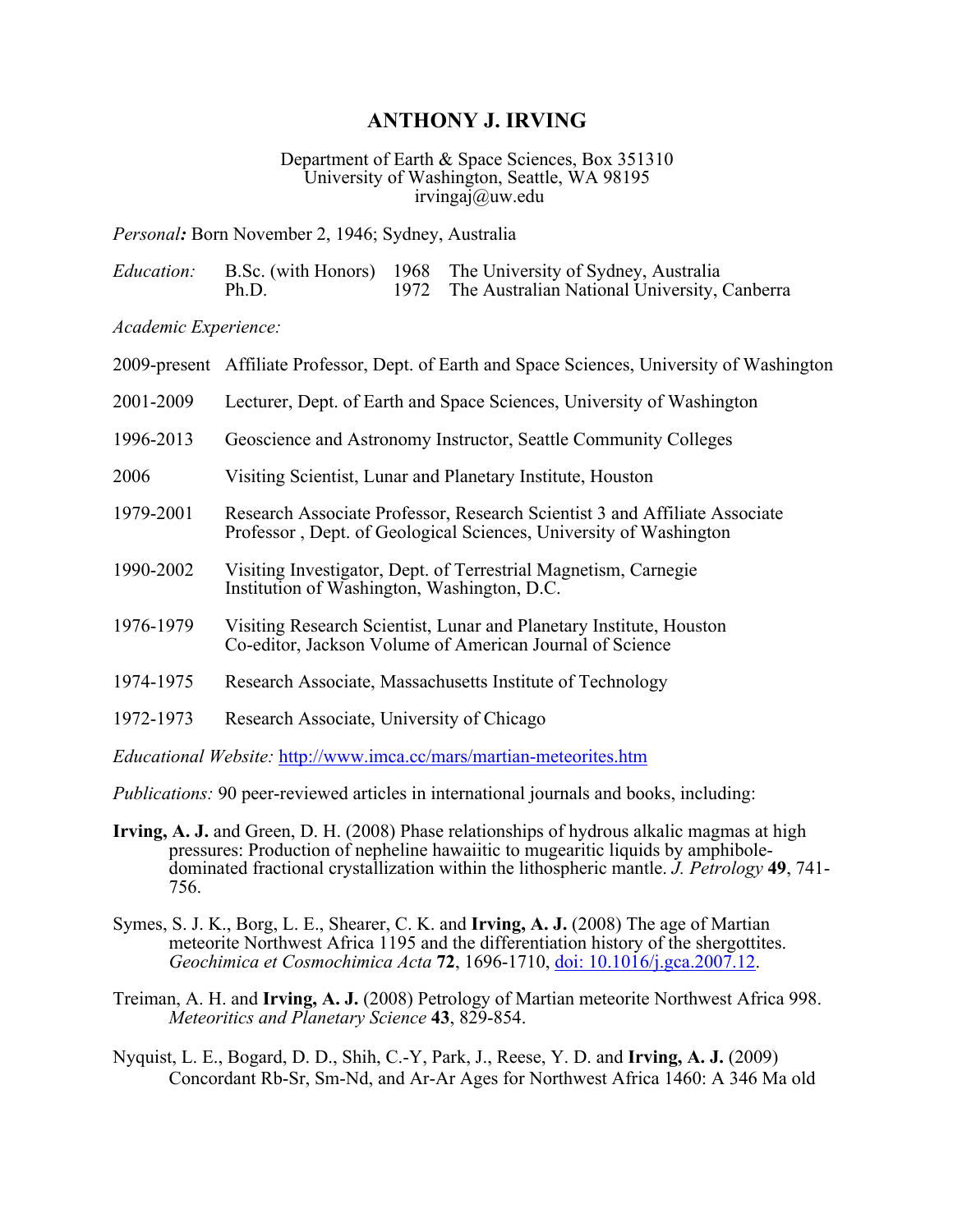# ANTHONY J. IRVING

Department of Earth & Space Sciences, Box 351310
University of Washington, Seattle, WA 98195
irvingaj@uw.edu

*Personal:* Born November 2, 1946; Sydney, Australia

*Education:*

| | | |
|---|---|---|
| B.Sc. (with Honors) | 1968 | The University of Sydney, Australia |
| Ph.D. | 1972 | The Australian National University, Canberra |

*Academic Experience:*

2009-present Affiliate Professor, Dept. of Earth and Space Sciences, University of Washington

2001-2009 Lecturer, Dept. of Earth and Space Sciences, University of Washington

1996-2013 Geoscience and Astronomy Instructor, Seattle Community Colleges

2006 Visiting Scientist, Lunar and Planetary Institute, Houston

1979-2001 Research Associate Professor, Research Scientist 3 and Affiliate Associate Professor , Dept. of Geological Sciences, University of Washington

1990-2002 Visiting Investigator, Dept. of Terrestrial Magnetism, Carnegie Institution of Washington, Washington, D.C.

1976-1979 Visiting Research Scientist, Lunar and Planetary Institute, Houston
Co-editor, Jackson Volume of American Journal of Science

1974-1975 Research Associate, Massachusetts Institute of Technology

1972-1973 Research Associate, University of Chicago

*Educational Website:* http://www.imca.cc/mars/martian-meteorites.htm

*Publications:* 90 peer-reviewed articles in international journals and books, including:

**Irving, A. J.** and Green, D. H. (2008) Phase relationships of hydrous alkalic magmas at high pressures: Production of nepheline hawaiitic to mugearitic liquids by amphibole-dominated fractional crystallization within the lithospheric mantle. *J. Petrology* **49**, 741-756.

Symes, S. J. K., Borg, L. E., Shearer, C. K. and **Irving, A. J.** (2008) The age of Martian meteorite Northwest Africa 1195 and the differentiation history of the shergottites. *Geochimica et Cosmochimica Acta* **72**, 1696-1710, doi: 10.1016/j.gca.2007.12.

Treiman, A. H. and **Irving, A. J.** (2008) Petrology of Martian meteorite Northwest Africa 998. *Meteoritics and Planetary Science* **43**, 829-854.

Nyquist, L. E., Bogard, D. D., Shih, C.-Y, Park, J., Reese, Y. D. and **Irving, A. J.** (2009) Concordant Rb-Sr, Sm-Nd, and Ar-Ar Ages for Northwest Africa 1460: A 346 Ma old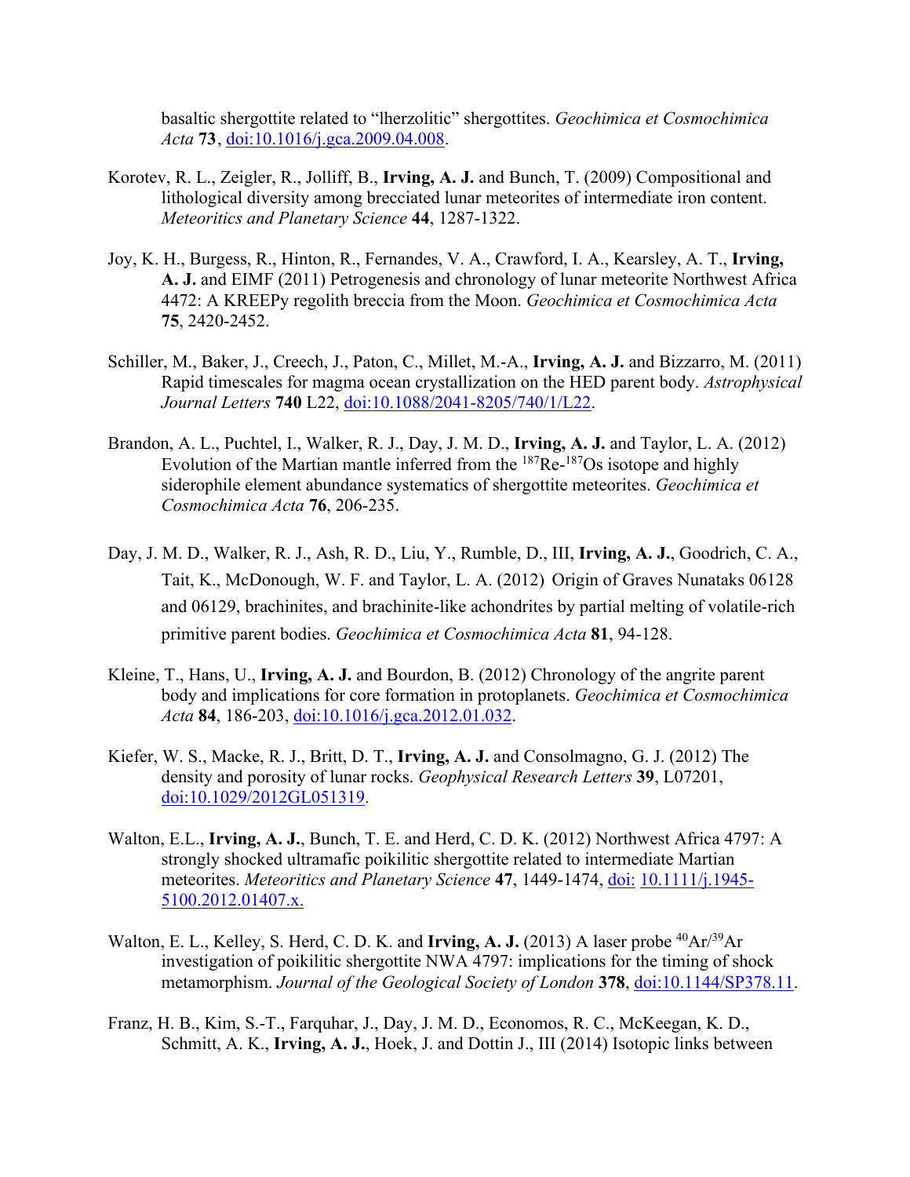basaltic shergottite related to "lherzolitic" shergottites. *Geochimica et Cosmochimica Acta* **73**, doi:10.1016/j.gca.2009.04.008.

Korotev, R. L., Zeigler, R., Jolliff, B., **Irving, A. J.** and Bunch, T. (2009) Compositional and lithological diversity among brecciated lunar meteorites of intermediate iron content. *Meteoritics and Planetary Science* **44**, 1287-1322.

Joy, K. H., Burgess, R., Hinton, R., Fernandes, V. A., Crawford, I. A., Kearsley, A. T., **Irving, A. J.** and EIMF (2011) Petrogenesis and chronology of lunar meteorite Northwest Africa 4472: A KREEPy regolith breccia from the Moon. *Geochimica et Cosmochimica Acta* **75**, 2420-2452.

Schiller, M., Baker, J., Creech, J., Paton, C., Millet, M.-A., **Irving, A. J.** and Bizzarro, M. (2011) Rapid timescales for magma ocean crystallization on the HED parent body. *Astrophysical Journal Letters* **740** L22, doi:10.1088/2041-8205/740/1/L22.

Brandon, A. L., Puchtel, I., Walker, R. J., Day, J. M. D., **Irving, A. J.** and Taylor, L. A. (2012) Evolution of the Martian mantle inferred from the $^{187}$Re-$^{187}$Os isotope and highly siderophile element abundance systematics of shergottite meteorites. *Geochimica et Cosmochimica Acta* **76**, 206-235.

Day, J. M. D., Walker, R. J., Ash, R. D., Liu, Y., Rumble, D., III, **Irving, A. J.**, Goodrich, C. A., Tait, K., McDonough, W. F. and Taylor, L. A. (2012) Origin of Graves Nunataks 06128 and 06129, brachinites, and brachinite-like achondrites by partial melting of volatile-rich primitive parent bodies. *Geochimica et Cosmochimica Acta* **81**, 94-128.

Kleine, T., Hans, U., **Irving, A. J.** and Bourdon, B. (2012) Chronology of the angrite parent body and implications for core formation in protoplanets. *Geochimica et Cosmochimica Acta* **84**, 186-203, doi:10.1016/j.gca.2012.01.032.

Kiefer, W. S., Macke, R. J., Britt, D. T., **Irving, A. J.** and Consolmagno, G. J. (2012) The density and porosity of lunar rocks. *Geophysical Research Letters* **39**, L07201, doi:10.1029/2012GL051319.

Walton, E.L., **Irving, A. J.**, Bunch, T. E. and Herd, C. D. K. (2012) Northwest Africa 4797: A strongly shocked ultramafic poikilitic shergottite related to intermediate Martian meteorites. *Meteoritics and Planetary Science* **47**, 1449-1474, doi: 10.1111/j.1945-5100.2012.01407.x.

Walton, E. L., Kelley, S. Herd, C. D. K. and **Irving, A. J.** (2013) A laser probe $^{40}$Ar/$^{39}$Ar investigation of poikilitic shergottite NWA 4797: implications for the timing of shock metamorphism. *Journal of the Geological Society of London* **378**, doi:10.1144/SP378.11.

Franz, H. B., Kim, S.-T., Farquhar, J., Day, J. M. D., Economos, R. C., McKeegan, K. D., Schmitt, A. K., **Irving, A. J.**, Hoek, J. and Dottin J., III (2014) Isotopic links between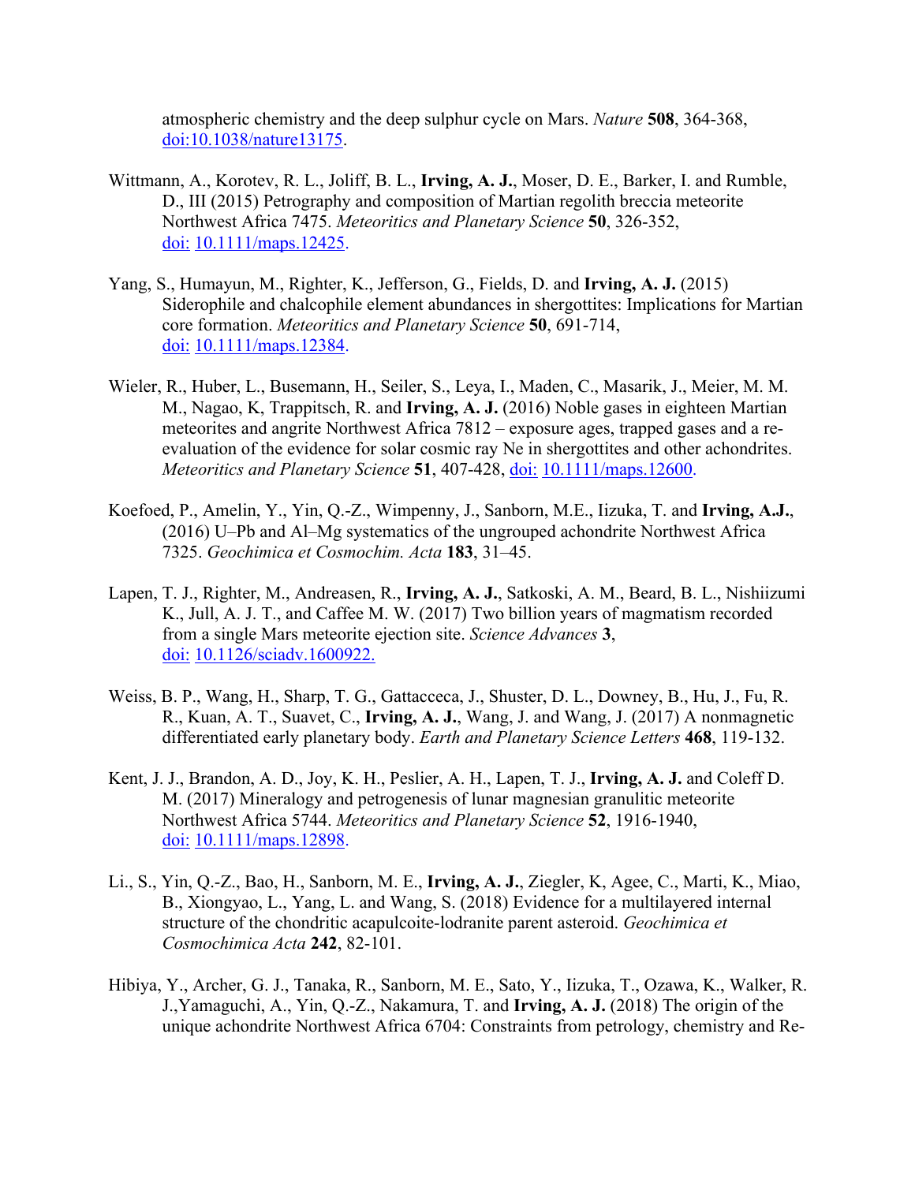atmospheric chemistry and the deep sulphur cycle on Mars. *Nature* **508**, 364-368, doi:10.1038/nature13175.

Wittmann, A., Korotev, R. L., Joliff, B. L., **Irving, A. J.**, Moser, D. E., Barker, I. and Rumble, D., III (2015) Petrography and composition of Martian regolith breccia meteorite Northwest Africa 7475. *Meteoritics and Planetary Science* **50**, 326-352, doi: 10.1111/maps.12425.

Yang, S., Humayun, M., Righter, K., Jefferson, G., Fields, D. and **Irving, A. J.** (2015) Siderophile and chalcophile element abundances in shergottites: Implications for Martian core formation. *Meteoritics and Planetary Science* **50**, 691-714, doi: 10.1111/maps.12384.

Wieler, R., Huber, L., Busemann, H., Seiler, S., Leya, I., Maden, C., Masarik, J., Meier, M. M. M., Nagao, K, Trappitsch, R. and **Irving, A. J.** (2016) Noble gases in eighteen Martian meteorites and angrite Northwest Africa 7812 – exposure ages, trapped gases and a re-evaluation of the evidence for solar cosmic ray Ne in shergottites and other achondrites. *Meteoritics and Planetary Science* **51**, 407-428, doi: 10.1111/maps.12600.

Koefoed, P., Amelin, Y., Yin, Q.-Z., Wimpenny, J., Sanborn, M.E., Iizuka, T. and **Irving, A.J.**, (2016) U–Pb and Al–Mg systematics of the ungrouped achondrite Northwest Africa 7325. *Geochimica et Cosmochim. Acta* **183**, 31–45.

Lapen, T. J., Righter, M., Andreasen, R., **Irving, A. J.**, Satkoski, A. M., Beard, B. L., Nishiizumi K., Jull, A. J. T., and Caffee M. W. (2017) Two billion years of magmatism recorded from a single Mars meteorite ejection site. *Science Advances* **3**, doi: 10.1126/sciadv.1600922.

Weiss, B. P., Wang, H., Sharp, T. G., Gattacceca, J., Shuster, D. L., Downey, B., Hu, J., Fu, R. R., Kuan, A. T., Suavet, C., **Irving, A. J.**, Wang, J. and Wang, J. (2017) A nonmagnetic differentiated early planetary body. *Earth and Planetary Science Letters* **468**, 119-132.

Kent, J. J., Brandon, A. D., Joy, K. H., Peslier, A. H., Lapen, T. J., **Irving, A. J.** and Coleff D. M. (2017) Mineralogy and petrogenesis of lunar magnesian granulitic meteorite Northwest Africa 5744. *Meteoritics and Planetary Science* **52**, 1916-1940, doi: 10.1111/maps.12898.

Li., S., Yin, Q.-Z., Bao, H., Sanborn, M. E., **Irving, A. J.**, Ziegler, K, Agee, C., Marti, K., Miao, B., Xiongyao, L., Yang, L. and Wang, S. (2018) Evidence for a multilayered internal structure of the chondritic acapulcoite-lodranite parent asteroid. *Geochimica et Cosmochimica Acta* **242**, 82-101.

Hibiya, Y., Archer, G. J., Tanaka, R., Sanborn, M. E., Sato, Y., Iizuka, T., Ozawa, K., Walker, R. J.,Yamaguchi, A., Yin, Q.-Z., Nakamura, T. and **Irving, A. J.** (2018) The origin of the unique achondrite Northwest Africa 6704: Constraints from petrology, chemistry and Re-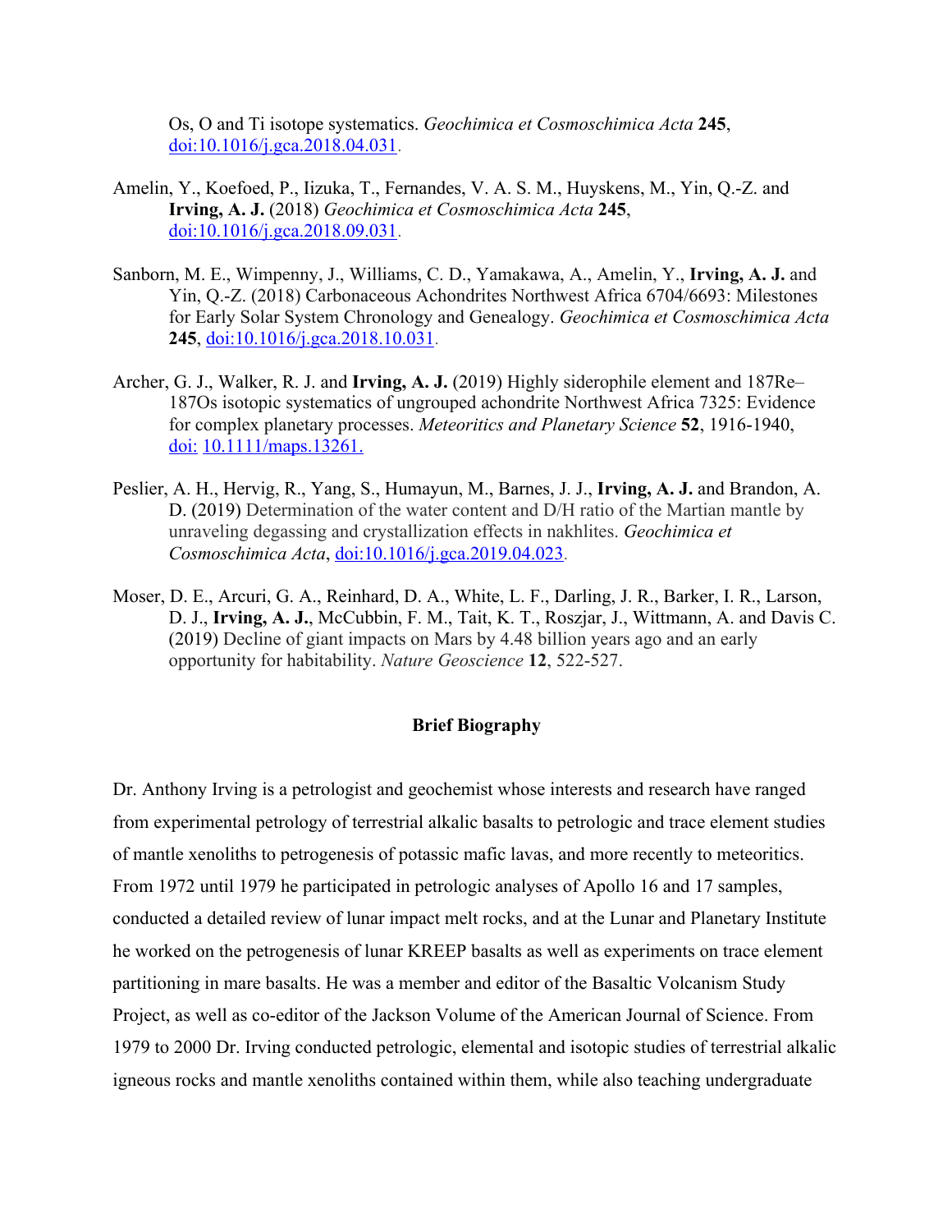Os, O and Ti isotope systematics. *Geochimica et Cosmochimica Acta* **245**, doi:10.1016/j.gca.2018.04.031.

Amelin, Y., Koefoed, P., Iizuka, T., Fernandes, V. A. S. M., Huyskens, M., Yin, Q.-Z. and **Irving, A. J.** (2018) *Geochimica et Cosmochimica Acta* **245**, doi:10.1016/j.gca.2018.09.031.

Sanborn, M. E., Wimpenny, J., Williams, C. D., Yamakawa, A., Amelin, Y., **Irving, A. J.** and Yin, Q.-Z. (2018) Carbonaceous Achondrites Northwest Africa 6704/6693: Milestones for Early Solar System Chronology and Genealogy. *Geochimica et Cosmochimica Acta* **245**, doi:10.1016/j.gca.2018.10.031.

Archer, G. J., Walker, R. J. and **Irving, A. J.** (2019) Highly siderophile element and 187Re–187Os isotopic systematics of ungrouped achondrite Northwest Africa 7325: Evidence for complex planetary processes. *Meteoritics and Planetary Science* **52**, 1916-1940, doi: 10.1111/maps.13261.

Peslier, A. H., Hervig, R., Yang, S., Humayun, M., Barnes, J. J., **Irving, A. J.** and Brandon, A. D. (2019) Determination of the water content and D/H ratio of the Martian mantle by unraveling degassing and crystallization effects in nakhlites. *Geochimica et Cosmochimica Acta*, doi:10.1016/j.gca.2019.04.023.

Moser, D. E., Arcuri, G. A., Reinhard, D. A., White, L. F., Darling, J. R., Barker, I. R., Larson, D. J., **Irving, A. J.**, McCubbin, F. M., Tait, K. T., Roszjar, J., Wittmann, A. and Davis C. (2019) Decline of giant impacts on Mars by 4.48 billion years ago and an early opportunity for habitability. *Nature Geoscience* **12**, 522-527.

## Brief Biography

Dr. Anthony Irving is a petrologist and geochemist whose interests and research have ranged from experimental petrology of terrestrial alkalic basalts to petrologic and trace element studies of mantle xenoliths to petrogenesis of potassic mafic lavas, and more recently to meteoritics. From 1972 until 1979 he participated in petrologic analyses of Apollo 16 and 17 samples, conducted a detailed review of lunar impact melt rocks, and at the Lunar and Planetary Institute he worked on the petrogenesis of lunar KREEP basalts as well as experiments on trace element partitioning in mare basalts. He was a member and editor of the Basaltic Volcanism Study Project, as well as co-editor of the Jackson Volume of the American Journal of Science. From 1979 to 2000 Dr. Irving conducted petrologic, elemental and isotopic studies of terrestrial alkalic igneous rocks and mantle xenoliths contained within them, while also teaching undergraduate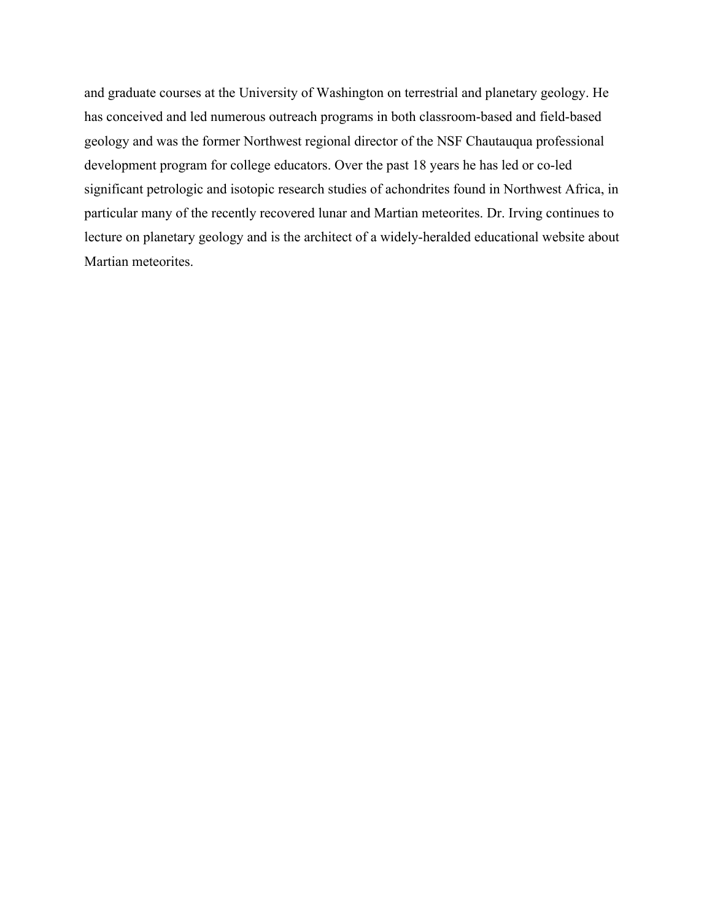and graduate courses at the University of Washington on terrestrial and planetary geology. He has conceived and led numerous outreach programs in both classroom-based and field-based geology and was the former Northwest regional director of the NSF Chautauqua professional development program for college educators. Over the past 18 years he has led or co-led significant petrologic and isotopic research studies of achondrites found in Northwest Africa, in particular many of the recently recovered lunar and Martian meteorites. Dr. Irving continues to lecture on planetary geology and is the architect of a widely-heralded educational website about Martian meteorites.